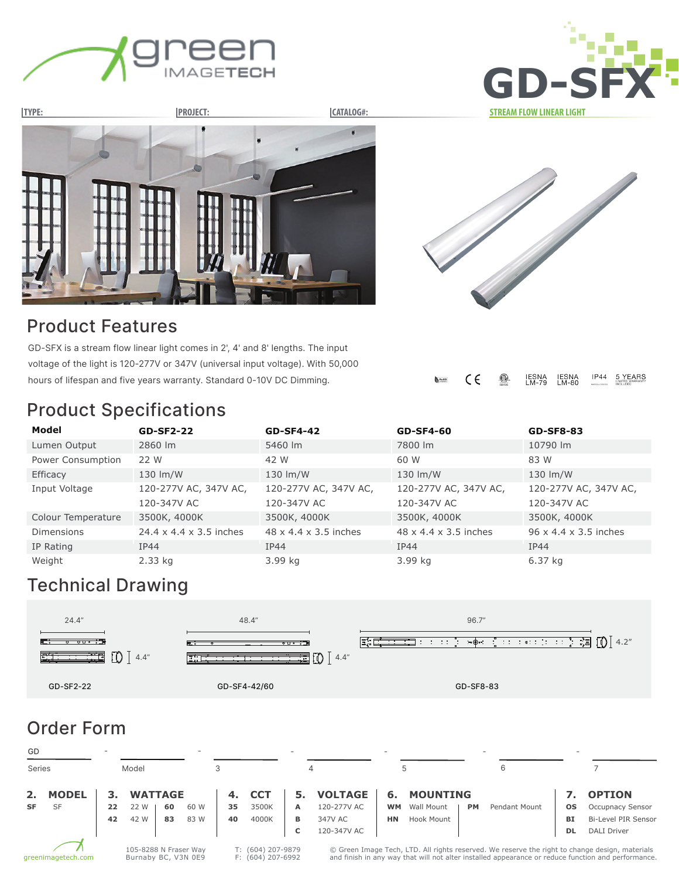# GD-SFX

**STREAM FLOW LINEAR LIGHT**

TYPE: PROJECT: CATALOG#:

## Product Features

GD-SFX is a stream flow linear light comes in 2', 4' and 8' lengths. The input voltage of the light is 120-277V or 347V (universal input voltage). With 50,000 hours of lifespan and five years warranty. Standard 0-10V DC Dimming.

CE · IESNA LM-79 · IESNA LM-80 · IP44 · 5 YEARS LIMITED WARRANTY INCLUDED

## Product Specifications

| Model | GD-SF2-22 | GD-SF4-42 | GD-SF4-60 | GD-SF8-83 |
|---|---|---|---|---|
| Lumen Output | 2860 lm | 5460 lm | 7800 lm | 10790 lm |
| Power Consumption | 22 W | 42 W | 60 W | 83 W |
| Efficacy | 130 lm/W | 130 lm/W | 130 lm/W | 130 lm/W |
| Input Voltage | 120-277V AC, 347V AC, 120-347V AC | 120-277V AC, 347V AC, 120-347V AC | 120-277V AC, 347V AC, 120-347V AC | 120-277V AC, 347V AC, 120-347V AC |
| Colour Temperature | 3500K, 4000K | 3500K, 4000K | 3500K, 4000K | 3500K, 4000K |
| Dimensions | 24.4 x 4.4 x 3.5 inches | 48 x 4.4 x 3.5 inches | 48 x 4.4 x 3.5 inches | 96 x 4.4 x 3.5 inches |
| IP Rating | IP44 | IP44 | IP44 | IP44 |
| Weight | 2.33 kg | 3.99 kg | 3.99 kg | 6.37 kg |

## Technical Drawing

24.4" · 4.4" — GD-SF2-22

48.4" · 4.4" — GD-SF4-42/60

96.7" · 4.2" — GD-SF8-83

## Order Form

GD - Model - 3 - 4 - 5 - 6 - 7

Series

| 2. MODEL | | 3. WATTAGE | | | | 4. CCT | | 5. VOLTAGE | | 6. MOUNTING | | | | 7. OPTION | |
|---|---|---|---|---|---|---|---|---|---|---|---|---|---|---|---|
| SF | SF | 22 | 22 W | 60 | 60 W | 35 | 3500K | A | 120-277V AC | WM | Wall Mount | PM | Pendant Mount | OS | Occupancy Sensor |
| | | 42 | 42 W | 83 | 83 W | 40 | 4000K | B | 347V AC | HN | Hook Mount | | | BI | Bi-Level PIR Sensor |
| | | | | | | | | C | 120-347V AC | | | | | DL | DALI Driver |

greenimagetech.com

105-8288 N Fraser Way
Burnaby BC, V3N 0E9

T: (604) 207-9879
F: (604) 207-6992

© Green Image Tech, LTD. All rights reserved. We reserve the right to change design, materials and finish in any way that will not alter installed appearance or reduce function and performance.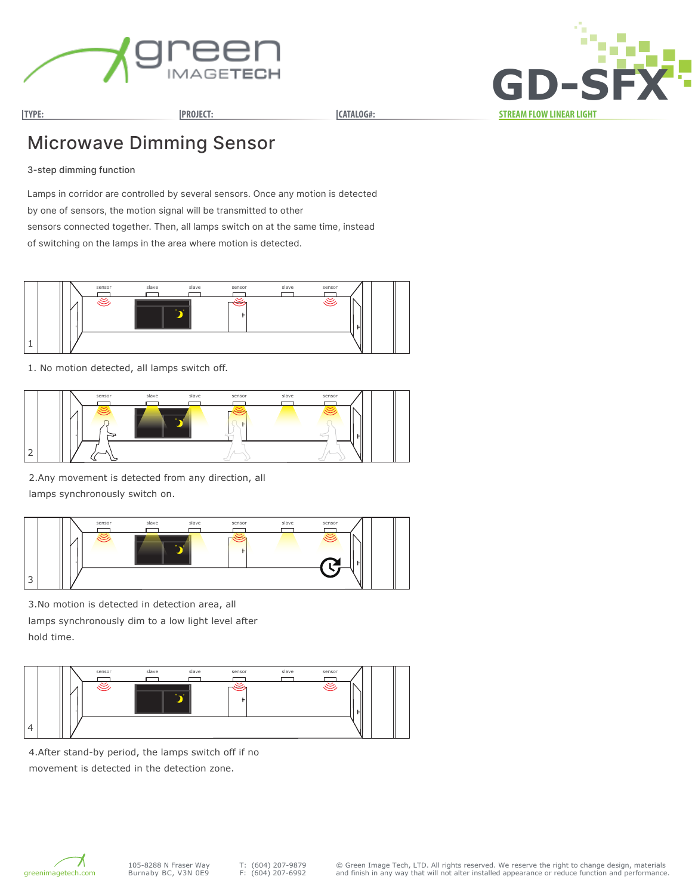TYPE: | PROJECT: | CATALOG#:

GD-SFX

STREAM FLOW LINEAR LIGHT

# Microwave Dimming Sensor

3-step dimming function

Lamps in corridor are controlled by several sensors. Once any motion is detected by one of sensors, the motion signal will be transmitted to other sensors connected together. Then, all lamps switch on at the same time, instead of switching on the lamps in the area where motion is detected.

1. No motion detected, all lamps switch off.

2.Any movement is detected from any direction, all lamps synchronously switch on.

3.No motion is detected in detection area, all lamps synchronously dim to a low light level after hold time.

4.After stand-by period, the lamps switch off if no movement is detected in the detection zone.

greenimagetech.com

105-8288 N Fraser Way
Burnaby BC, V3N 0E9

T: (604) 207-9879
F: (604) 207-6992

© Green Image Tech, LTD. All rights reserved. We reserve the right to change design, materials and finish in any way that will not alter installed appearance or reduce function and performance.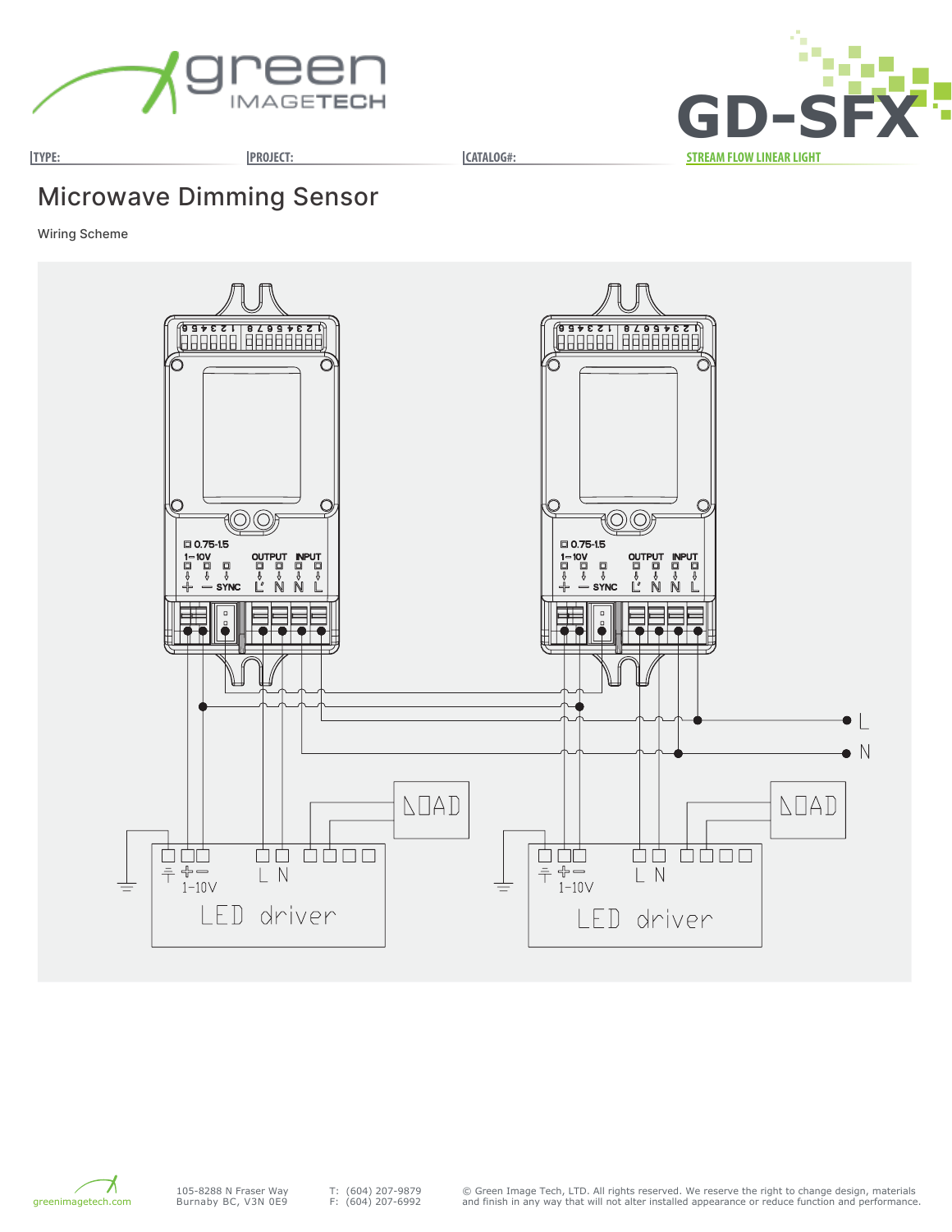GD-SFX

STREAM FLOW LINEAR LIGHT

TYPE: PROJECT: CATALOG#:

# Microwave Dimming Sensor

Wiring Scheme

0.75-1.5

1~10V

OUTPUT INPUT

+ − SYNC L' N N L

L

N

LOAD

1-10V

L N

LED driver

0.75-1.5

1~10V

OUTPUT INPUT

+ − SYNC L' N N L

LOAD

1-10V

L N

LED driver

greenimagetech.com

105-8288 N Fraser Way
Burnaby BC, V3N 0E9

T: (604) 207-9879
F: (604) 207-6992

© Green Image Tech, LTD. All rights reserved. We reserve the right to change design, materials and finish in any way that will not alter installed appearance or reduce function and performance.